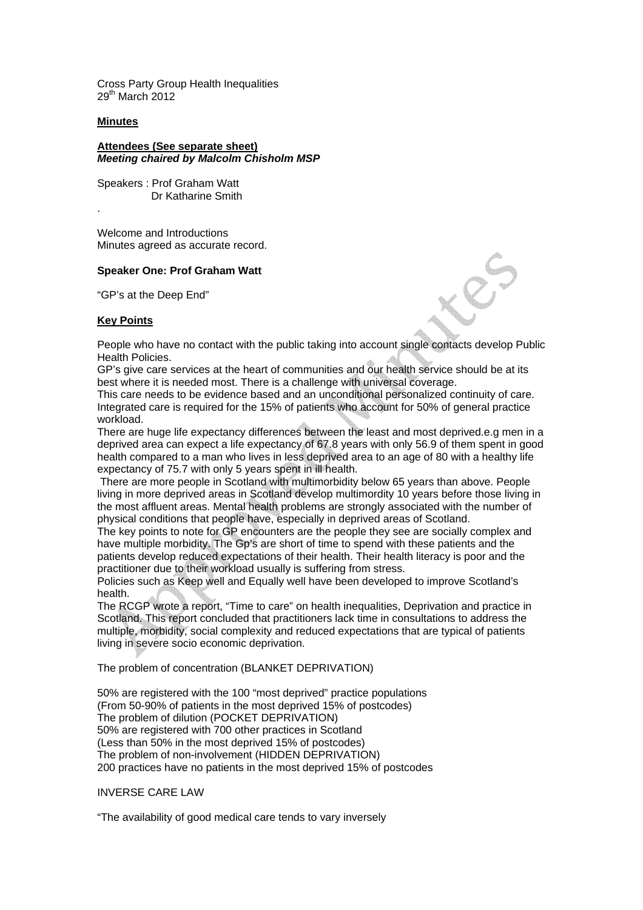Cross Party Group Health Inequalities
29th March 2012

**Minutes**

**Attendees (See separate sheet)**
***Meeting chaired by Malcolm Chisholm MSP***

Speakers : Prof Graham Watt
Dr Katharine Smith

.

Welcome and Introductions
Minutes agreed as accurate record.

**Speaker One: Prof Graham Watt**

"GP's at the Deep End"

**Key Points**

People who have no contact with the public taking into account single contacts develop Public Health Policies.
GP's give care services at the heart of communities and our health service should be at its best where it is needed most. There is a challenge with universal coverage.
This care needs to be evidence based and an unconditional personalized continuity of care. Integrated care is required for the 15% of patients who account for 50% of general practice workload.
There are huge life expectancy differences between the least and most deprived.e.g men in a deprived area can expect a life expectancy of 67.8 years with only 56.9 of them spent in good health compared to a man who lives in less deprived area to an age of 80 with a healthy life expectancy of 75.7 with only 5 years spent in ill health.
There are more people in Scotland with multimorbidity below 65 years than above. People living in more deprived areas in Scotland develop multimordity 10 years before those living in the most affluent areas. Mental health problems are strongly associated with the number of physical conditions that people have, especially in deprived areas of Scotland.
The key points to note for GP encounters are the people they see are socially complex and have multiple morbidity. The Gp's are short of time to spend with these patients and the patients develop reduced expectations of their health. Their health literacy is poor and the practitioner due to their workload usually is suffering from stress.
Policies such as Keep well and Equally well have been developed to improve Scotland's health.
The RCGP wrote a report, "Time to care" on health inequalities, Deprivation and practice in Scotland. This report concluded that practitioners lack time in consultations to address the multiple, morbidity, social complexity and reduced expectations that are typical of patients living in severe socio economic deprivation.

The problem of concentration (BLANKET DEPRIVATION)

50% are registered with the 100 "most deprived" practice populations
(From 50-90% of patients in the most deprived 15% of postcodes)
The problem of dilution (POCKET DEPRIVATION)
50% are registered with 700 other practices in Scotland
(Less than 50% in the most deprived 15% of postcodes)
The problem of non-involvement (HIDDEN DEPRIVATION)
200 practices have no patients in the most deprived 15% of postcodes

INVERSE CARE LAW

"The availability of good medical care tends to vary inversely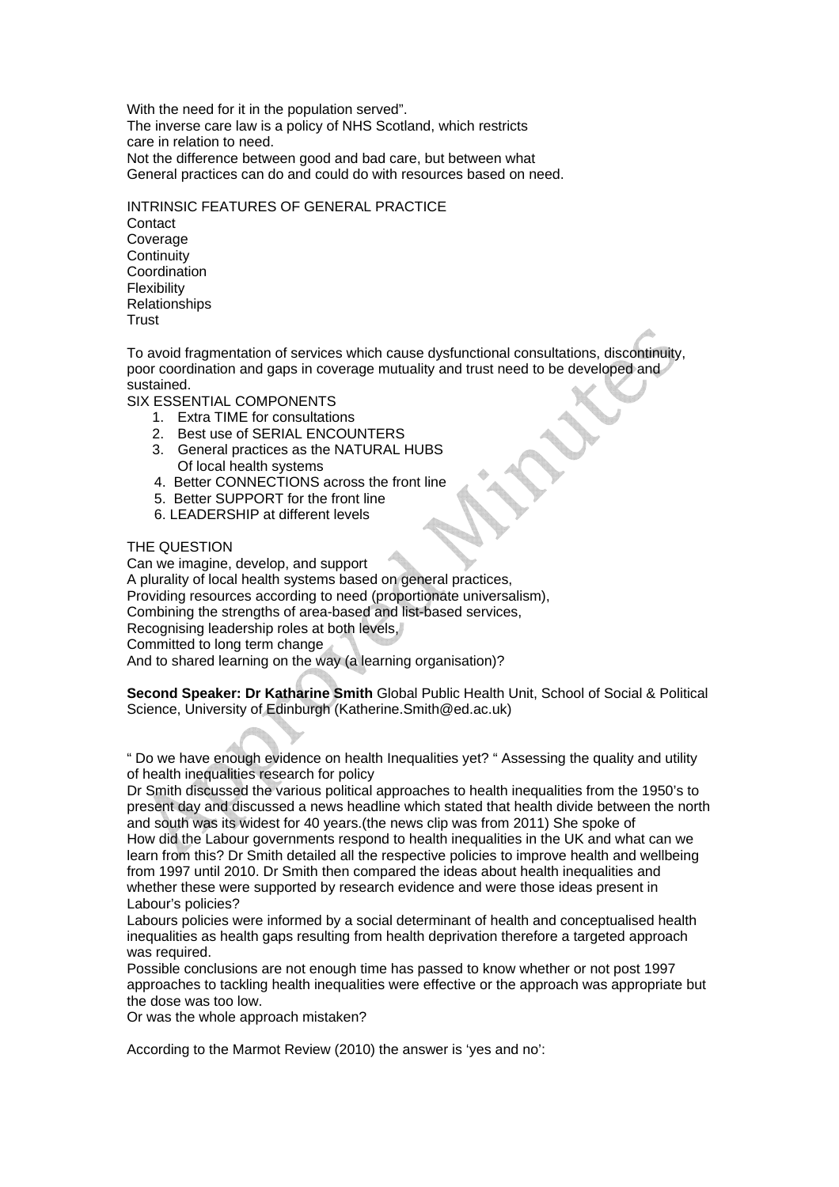With the need for it in the population served".
The inverse care law is a policy of NHS Scotland, which restricts care in relation to need.
Not the difference between good and bad care, but between what General practices can do and could do with resources based on need.

INTRINSIC FEATURES OF GENERAL PRACTICE
Contact
Coverage
Continuity
Coordination
Flexibility
Relationships
Trust

To avoid fragmentation of services which cause dysfunctional consultations, discontinuity, poor coordination and gaps in coverage mutuality and trust need to be developed and sustained.

SIX ESSENTIAL COMPONENTS

1. Extra TIME for consultations
2. Best use of SERIAL ENCOUNTERS
3. General practices as the NATURAL HUBS Of local health systems
4. Better CONNECTIONS across the front line
5. Better SUPPORT for the front line
6. LEADERSHIP at different levels

THE QUESTION
Can we imagine, develop, and support
A plurality of local health systems based on general practices,
Providing resources according to need (proportionate universalism),
Combining the strengths of area-based and list-based services,
Recognising leadership roles at both levels,
Committed to long term change
And to shared learning on the way (a learning organisation)?

**Second Speaker: Dr Katharine Smith** Global Public Health Unit, School of Social & Political Science, University of Edinburgh (Katherine.Smith@ed.ac.uk)

" Do we have enough evidence on health Inequalities yet? " Assessing the quality and utility of health inequalities research for policy
Dr Smith discussed the various political approaches to health inequalities from the 1950's to present day and discussed a news headline which stated that health divide between the north and south was its widest for 40 years.(the news clip was from 2011) She spoke of
How did the Labour governments respond to health inequalities in the UK and what can we learn from this? Dr Smith detailed all the respective policies to improve health and wellbeing from 1997 until 2010. Dr Smith then compared the ideas about health inequalities and whether these were supported by research evidence and were those ideas present in Labour's policies?
Labours policies were informed by a social determinant of health and conceptualised health inequalities as health gaps resulting from health deprivation therefore a targeted approach was required.
Possible conclusions are not enough time has passed to know whether or not post 1997 approaches to tackling health inequalities were effective or the approach was appropriate but the dose was too low.
Or was the whole approach mistaken?

According to the Marmot Review (2010) the answer is 'yes and no':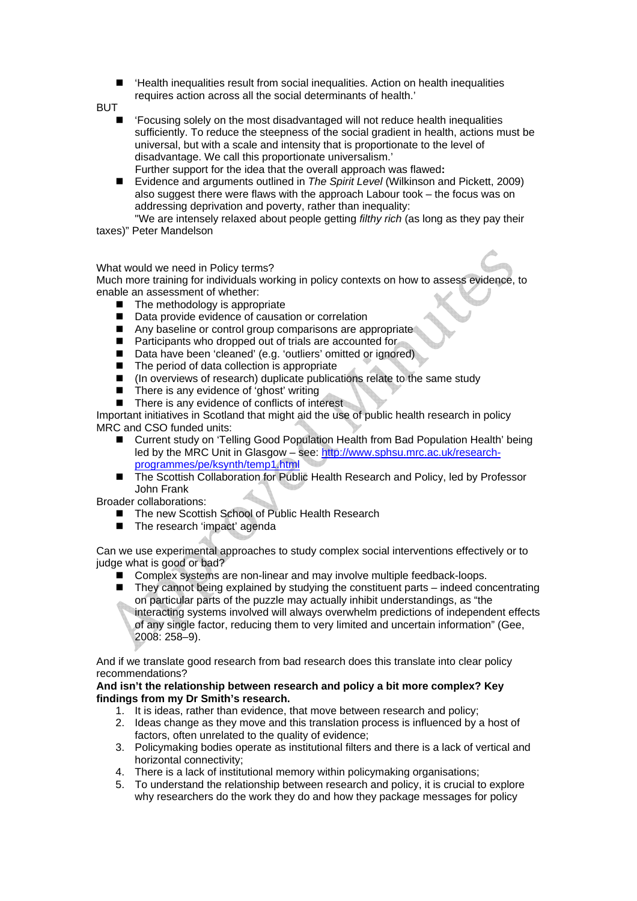- 'Health inequalities result from social inequalities. Action on health inequalities requires action across all the social determinants of health.'

BUT

- 'Focusing solely on the most disadvantaged will not reduce health inequalities sufficiently. To reduce the steepness of the social gradient in health, actions must be universal, but with a scale and intensity that is proportionate to the level of disadvantage. We call this proportionate universalism.'
  Further support for the idea that the overall approach was flawed**:**
- Evidence and arguments outlined in *The Spirit Level* (Wilkinson and Pickett, 2009) also suggest there were flaws with the approach Labour took – the focus was on addressing deprivation and poverty, rather than inequality:
  "We are intensely relaxed about people getting *filthy rich* (as long as they pay their taxes)" Peter Mandelson

What would we need in Policy terms?
Much more training for individuals working in policy contexts on how to assess evidence, to enable an assessment of whether:

- The methodology is appropriate
- Data provide evidence of causation or correlation
- Any baseline or control group comparisons are appropriate
- Participants who dropped out of trials are accounted for
- Data have been 'cleaned' (e.g. 'outliers' omitted or ignored)
- The period of data collection is appropriate
- (In overviews of research) duplicate publications relate to the same study
- There is any evidence of 'ghost' writing
- There is any evidence of conflicts of interest

Important initiatives in Scotland that might aid the use of public health research in policy
MRC and CSO funded units:

- Current study on 'Telling Good Population Health from Bad Population Health' being led by the MRC Unit in Glasgow – see: [http://www.sphsu.mrc.ac.uk/research-programmes/pe/ksynth/temp1.html](http://www.sphsu.mrc.ac.uk/research-programmes/pe/ksynth/temp1.html)
- The Scottish Collaboration for Public Health Research and Policy, led by Professor John Frank

Broader collaborations:

- The new Scottish School of Public Health Research
- The research 'impact' agenda

Can we use experimental approaches to study complex social interventions effectively or to judge what is good or bad?

- Complex systems are non-linear and may involve multiple feedback-loops.
- They cannot being explained by studying the constituent parts – indeed concentrating on particular parts of the puzzle may actually inhibit understandings, as "the interacting systems involved will always overwhelm predictions of independent effects of any single factor, reducing them to very limited and uncertain information" (Gee, 2008: 258–9).

And if we translate good research from bad research does this translate into clear policy recommendations?

**And isn't the relationship between research and policy a bit more complex? Key findings from my Dr Smith's research.**

1. It is ideas, rather than evidence, that move between research and policy;
2. Ideas change as they move and this translation process is influenced by a host of factors, often unrelated to the quality of evidence;
3. Policymaking bodies operate as institutional filters and there is a lack of vertical and horizontal connectivity;
4. There is a lack of institutional memory within policymaking organisations;
5. To understand the relationship between research and policy, it is crucial to explore why researchers do the work they do and how they package messages for policy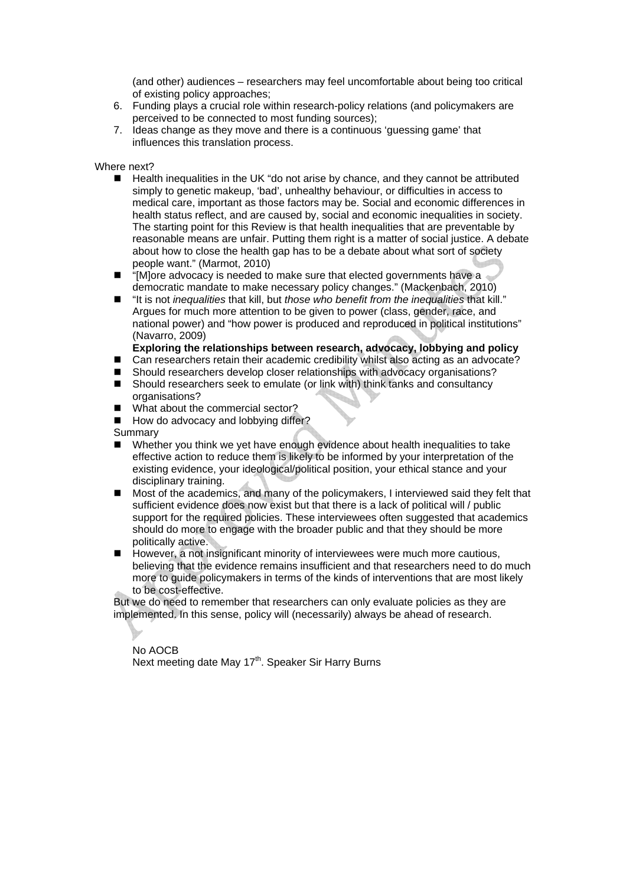(and other) audiences – researchers may feel uncomfortable about being too critical of existing policy approaches;

6. Funding plays a crucial role within research-policy relations (and policymakers are perceived to be connected to most funding sources);
7. Ideas change as they move and there is a continuous 'guessing game' that influences this translation process.

Where next?

- Health inequalities in the UK "do not arise by chance, and they cannot be attributed simply to genetic makeup, 'bad', unhealthy behaviour, or difficulties in access to medical care, important as those factors may be. Social and economic differences in health status reflect, and are caused by, social and economic inequalities in society. The starting point for this Review is that health inequalities that are preventable by reasonable means are unfair. Putting them right is a matter of social justice. A debate about how to close the health gap has to be a debate about what sort of society people want." (Marmot, 2010)
- "[M]ore advocacy is needed to make sure that elected governments have a democratic mandate to make necessary policy changes." (Mackenbach, 2010)
- "It is not *inequalities* that kill, but *those who benefit from the inequalities* that kill." Argues for much more attention to be given to power (class, gender, race, and national power) and "how power is produced and reproduced in political institutions" (Navarro, 2009)

**Exploring the relationships between research, advocacy, lobbying and policy**

- Can researchers retain their academic credibility whilst also acting as an advocate?
- Should researchers develop closer relationships with advocacy organisations?
- Should researchers seek to emulate (or link with) think tanks and consultancy organisations?
- What about the commercial sector?
- How do advocacy and lobbying differ?

Summary

- Whether you think we yet have enough evidence about health inequalities to take effective action to reduce them is likely to be informed by your interpretation of the existing evidence, your ideological/political position, your ethical stance and your disciplinary training.
- Most of the academics, and many of the policymakers, I interviewed said they felt that sufficient evidence does now exist but that there is a lack of political will / public support for the required policies. These interviewees often suggested that academics should do more to engage with the broader public and that they should be more politically active.
- However, a not insignificant minority of interviewees were much more cautious, believing that the evidence remains insufficient and that researchers need to do much more to guide policymakers in terms of the kinds of interventions that are most likely to be cost-effective.

But we do need to remember that researchers can only evaluate policies as they are implemented. In this sense, policy will (necessarily) always be ahead of research.

No AOCB

Next meeting date May 17th. Speaker Sir Harry Burns